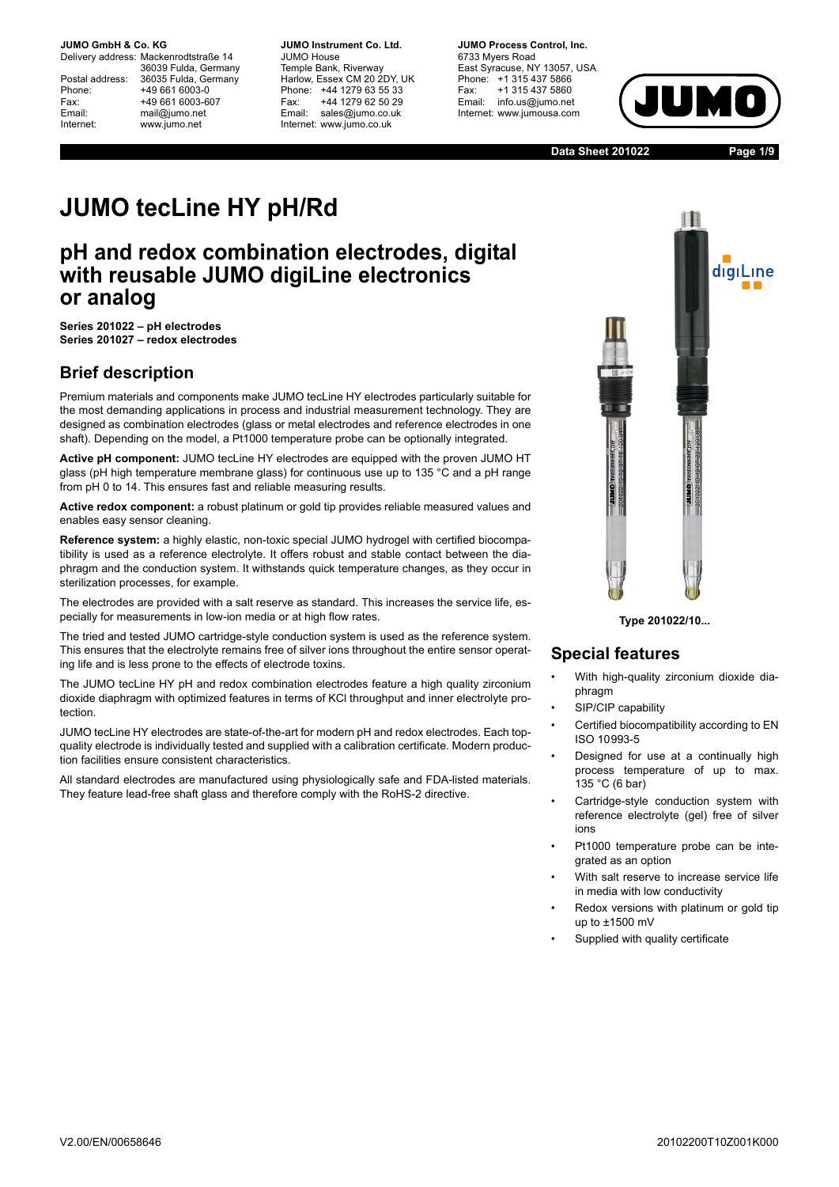**JUMO GmbH & Co. KG**
Delivery address: Mackenrodtstraße 14
36039 Fulda, Germany
Postal address: 36035 Fulda, Germany
Phone: +49 661 6003-0
Fax: +49 661 6003-607
Email: mail@jumo.net
Internet: www.jumo.net

**JUMO Instrument Co. Ltd.**
JUMO House
Temple Bank, Riverway
Harlow, Essex CM 20 2DY, UK
Phone: +44 1279 63 55 33
Fax: +44 1279 62 50 29
Email: sales@jumo.co.uk
Internet: www.jumo.co.uk

**JUMO Process Control, Inc.**
6733 Myers Road
East Syracuse, NY 13057, USA
Phone: +1 315 437 5866
Fax: +1 315 437 5860
Email: info.us@jumo.net
Internet: www.jumousa.com

**Data Sheet 201022**

# JUMO tecLine HY pH/Rd

## pH and redox combination electrodes, digital with reusable JUMO digiLine electronics or analog

**Series 201022 – pH electrodes**
**Series 201027 – redox electrodes**

## Brief description

Premium materials and components make JUMO tecLine HY electrodes particularly suitable for the most demanding applications in process and industrial measurement technology. They are designed as combination electrodes (glass or metal electrodes and reference electrodes in one shaft). Depending on the model, a Pt1000 temperature probe can be optionally integrated.

**Active pH component:** JUMO tecLine HY electrodes are equipped with the proven JUMO HT glass (pH high temperature membrane glass) for continuous use up to 135 °C and a pH range from pH 0 to 14. This ensures fast and reliable measuring results.

**Active redox component:** a robust platinum or gold tip provides reliable measured values and enables easy sensor cleaning.

**Reference system:** a highly elastic, non-toxic special JUMO hydrogel with certified biocompatibility is used as a reference electrolyte. It offers robust and stable contact between the diaphragm and the conduction system. It withstands quick temperature changes, as they occur in sterilization processes, for example.

The electrodes are provided with a salt reserve as standard. This increases the service life, especially for measurements in low-ion media or at high flow rates.

The tried and tested JUMO cartridge-style conduction system is used as the reference system. This ensures that the electrolyte remains free of silver ions throughout the entire sensor operating life and is less prone to the effects of electrode toxins.

The JUMO tecLine HY pH and redox combination electrodes feature a high quality zirconium dioxide diaphragm with optimized features in terms of KCl throughput and inner electrolyte protection.

JUMO tecLine HY electrodes are state-of-the-art for modern pH and redox electrodes. Each top-quality electrode is individually tested and supplied with a calibration certificate. Modern production facilities ensure consistent characteristics.

All standard electrodes are manufactured using physiologically safe and FDA-listed materials. They feature lead-free shaft glass and therefore comply with the RoHS-2 directive.

Type 201022/10...

## Special features

- With high-quality zirconium dioxide diaphragm
- SIP/CIP capability
- Certified biocompatibility according to EN ISO 10993-5
- Designed for use at a continually high process temperature of up to max. 135 °C (6 bar)
- Cartridge-style conduction system with reference electrolyte (gel) free of silver ions
- Pt1000 temperature probe can be integrated as an option
- With salt reserve to increase service life in media with low conductivity
- Redox versions with platinum or gold tip up to ±1500 mV
- Supplied with quality certificate

V2.00/EN/00658646 20102200T10Z001K000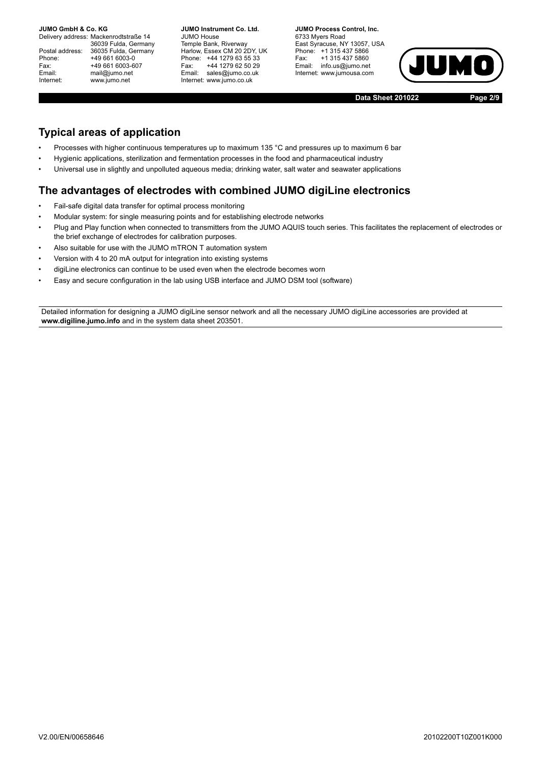## Typical areas of application

- Processes with higher continuous temperatures up to maximum 135 °C and pressures up to maximum 6 bar
- Hygienic applications, sterilization and fermentation processes in the food and pharmaceutical industry
- Universal use in slightly and unpolluted aqueous media; drinking water, salt water and seawater applications

## The advantages of electrodes with combined JUMO digiLine electronics

- Fail-safe digital data transfer for optimal process monitoring
- Modular system: for single measuring points and for establishing electrode networks
- Plug and Play function when connected to transmitters from the JUMO AQUIS touch series. This facilitates the replacement of electrodes or the brief exchange of electrodes for calibration purposes.
- Also suitable for use with the JUMO mTRON T automation system
- Version with 4 to 20 mA output for integration into existing systems
- digiLine electronics can continue to be used even when the electrode becomes worn
- Easy and secure configuration in the lab using USB interface and JUMO DSM tool (software)

Detailed information for designing a JUMO digiLine sensor network and all the necessary JUMO digiLine accessories are provided at **www.digiline.jumo.info** and in the system data sheet 203501.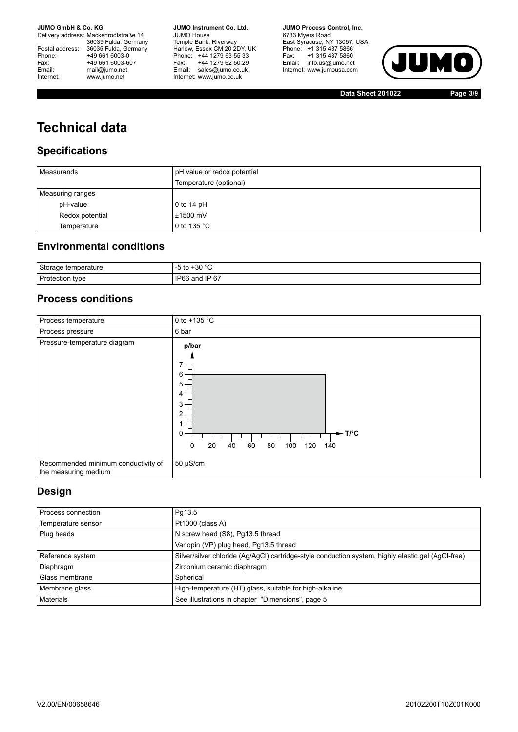# Technical data

## Specifications

| Measurands | pH value or redox potential |
|---|---|
| | Temperature (optional) |
| Measuring ranges | |
| pH-value | 0 to 14 pH |
| Redox potential | ±1500 mV |
| Temperature | 0 to 135 °C |

## Environmental conditions

| Storage temperature | -5 to +30 °C |
|---|---|
| Protection type | IP66 and IP 67 |

## Process conditions

| Process temperature | 0 to +135 °C |
|---|---|
| Process pressure | 6 bar |
| Pressure-temperature diagram | p/bar; T/°C |
| Recommended minimum conductivity of the measuring medium | 50 µS/cm |

## Design

| Process connection | Pg13.5 |
|---|---|
| Temperature sensor | Pt1000 (class A) |
| Plug heads | N screw head (S8), Pg13.5 thread |
| | Variopin (VP) plug head, Pg13.5 thread |
| Reference system | Silver/silver chloride (Ag/AgCl) cartridge-style conduction system, highly elastic gel (AgCl-free) |
| Diaphragm | Zirconium ceramic diaphragm |
| Glass membrane | Spherical |
| Membrane glass | High-temperature (HT) glass, suitable for high-alkaline |
| Materials | See illustrations in chapter "Dimensions", page 5 |

V2.00/EN/00658646 20102200T10Z001K000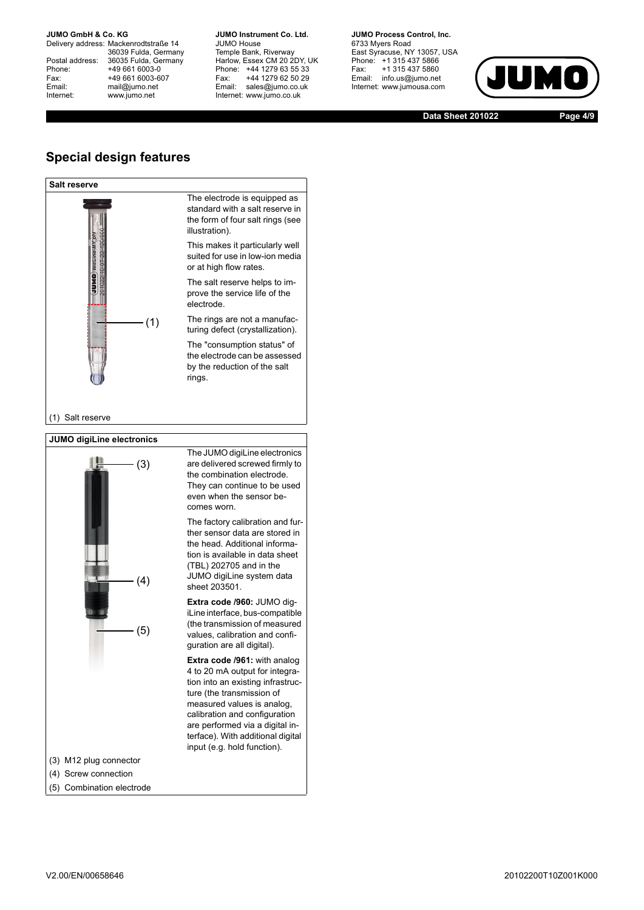## Special design features

**Salt reserve**

The electrode is equipped as standard with a salt reserve in the form of four salt rings (see illustration).

This makes it particularly well suited for use in low-ion media or at high flow rates.

The salt reserve helps to improve the service life of the electrode.

The rings are not a manufacturing defect (crystallization).

The "consumption status" of the electrode can be assessed by the reduction of the salt rings.

(1) Salt reserve

**JUMO digiLine electronics**

The JUMO digiLine electronics are delivered screwed firmly to the combination electrode. They can continue to be used even when the sensor becomes worn.

The factory calibration and further sensor data are stored in the head. Additional information is available in data sheet (TBL) 202705 and in the JUMO digiLine system data sheet 203501.

**Extra code /960:** JUMO digiLine interface, bus-compatible (the transmission of measured values, calibration and configuration are all digital).

**Extra code /961:** with analog 4 to 20 mA output for integration into an existing infrastructure (the transmission of measured values is analog, calibration and configuration are performed via a digital interface). With additional digital input (e.g. hold function).

(3) M12 plug connector

(4) Screw connection

(5) Combination electrode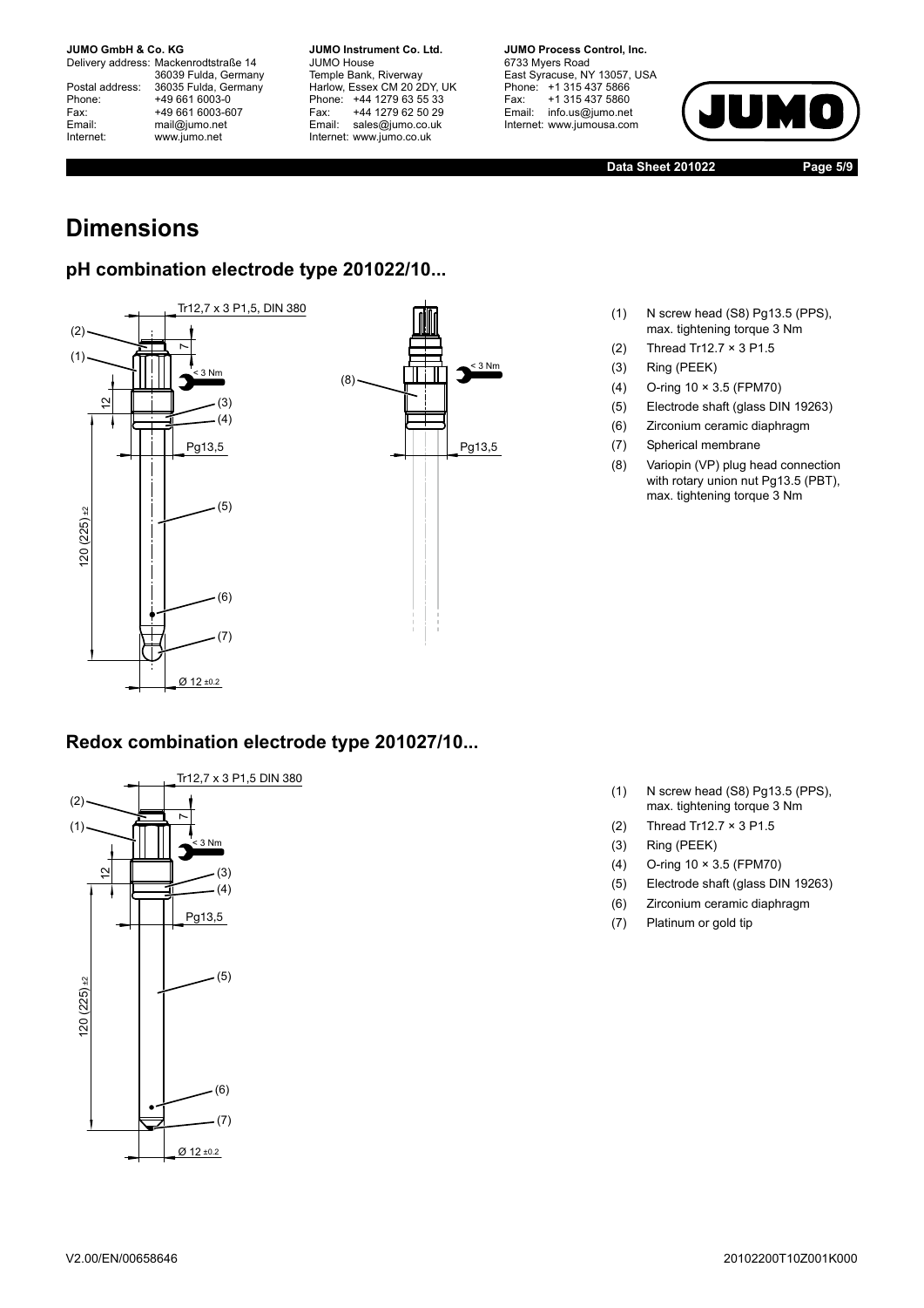# Dimensions

## pH combination electrode type 201022/10...

(1) N screw head (S8) Pg13.5 (PPS), max. tightening torque 3 Nm
(2) Thread Tr12.7 × 3 P1.5
(3) Ring (PEEK)
(4) O-ring 10 × 3.5 (FPM70)
(5) Electrode shaft (glass DIN 19263)
(6) Zirconium ceramic diaphragm
(7) Spherical membrane
(8) Variopin (VP) plug head connection with rotary union nut Pg13.5 (PBT), max. tightening torque 3 Nm

## Redox combination electrode type 201027/10...

(1) N screw head (S8) Pg13.5 (PPS), max. tightening torque 3 Nm
(2) Thread Tr12.7 × 3 P1.5
(3) Ring (PEEK)
(4) O-ring 10 × 3.5 (FPM70)
(5) Electrode shaft (glass DIN 19263)
(6) Zirconium ceramic diaphragm
(7) Platinum or gold tip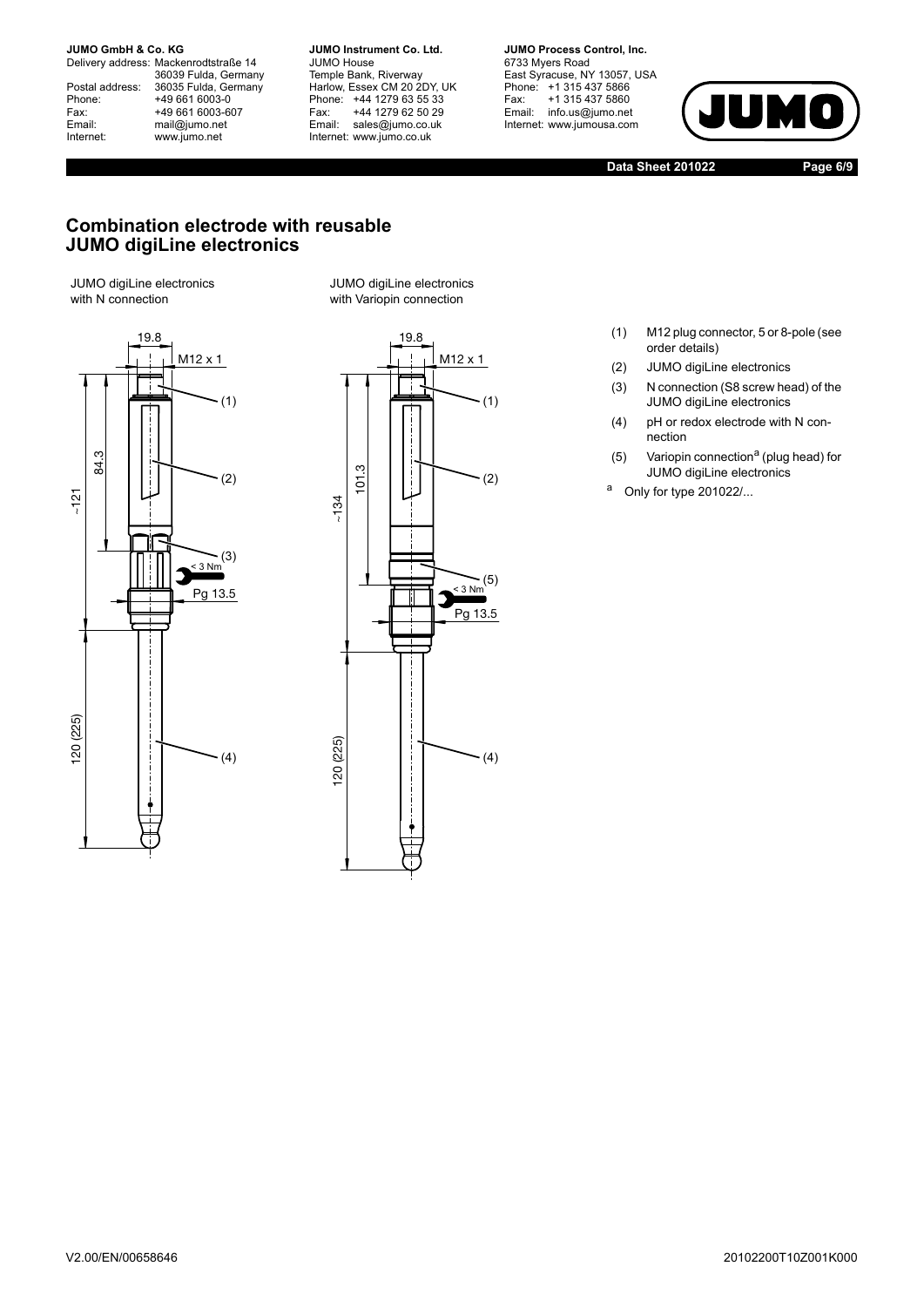## Combination electrode with reusable JUMO digiLine electronics

JUMO digiLine electronics with N connection

JUMO digiLine electronics with Variopin connection

(1) M12 plug connector, 5 or 8-pole (see order details)

(2) JUMO digiLine electronics

(3) N connection (S8 screw head) of the JUMO digiLine electronics

(4) pH or redox electrode with N connection

(5) Variopin connection[a] (plug head) for JUMO digiLine electronics

[a] Only for type 201022/...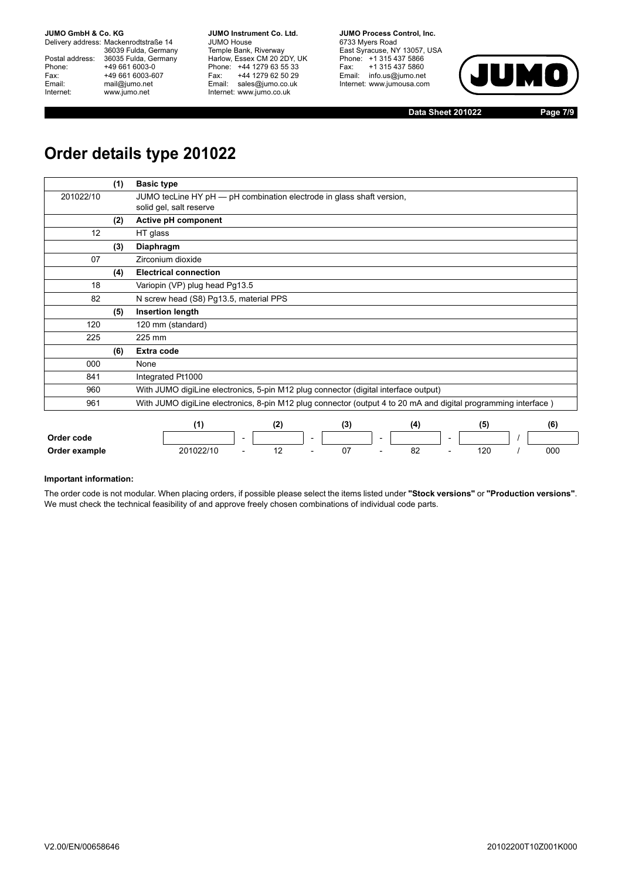# Order details type 201022

| | (1) | Basic type |
|---|---|---|
| 201022/10 | | JUMO tecLine HY pH — pH combination electrode in glass shaft version, solid gel, salt reserve |
| | **(2)** | **Active pH component** |
| 12 | | HT glass |
| | **(3)** | **Diaphragm** |
| 07 | | Zirconium dioxide |
| | **(4)** | **Electrical connection** |
| 18 | | Variopin (VP) plug head Pg13.5 |
| 82 | | N screw head (S8) Pg13.5, material PPS |
| | **(5)** | **Insertion length** |
| 120 | | 120 mm (standard) |
| 225 | | 225 mm |
| | **(6)** | **Extra code** |
| 000 | | None |
| 841 | | Integrated Pt1000 |
| 960 | | With JUMO digiLine electronics, 5-pin M12 plug connector (digital interface output) |
| 961 | | With JUMO digiLine electronics, 8-pin M12 plug connector (output 4 to 20 mA and digital programming interface ) |

| | (1) | | (2) | | (3) | | (4) | | (5) | | (6) |
|---|---|---|---|---|---|---|---|---|---|---|---|
| **Order code** | | - | | - | | - | | - | | / | |
| **Order example** | 201022/10 | - | 12 | - | 07 | - | 82 | - | 120 | / | 000 |

**Important information:**

The order code is not modular. When placing orders, if possible please select the items listed under **"Stock versions"** or **"Production versions"**. We must check the technical feasibility of and approve freely chosen combinations of individual code parts.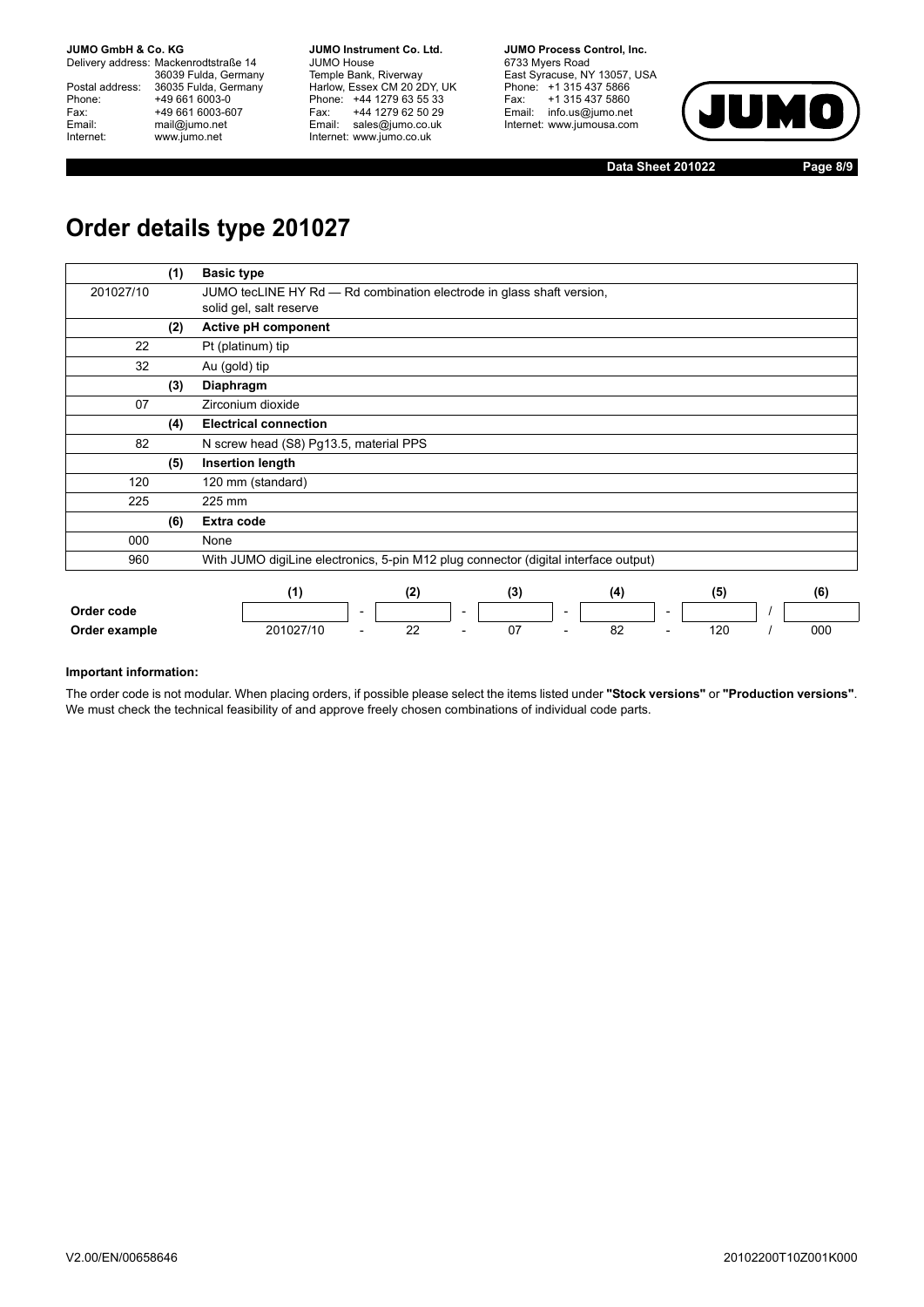# Order details type 201027

| | (1) | Basic type |
|---|---|---|
| 201027/10 | | JUMO tecLINE HY Rd — Rd combination electrode in glass shaft version, solid gel, salt reserve |
| | **(2)** | **Active pH component** |
| 22 | | Pt (platinum) tip |
| 32 | | Au (gold) tip |
| | **(3)** | **Diaphragm** |
| 07 | | Zirconium dioxide |
| | **(4)** | **Electrical connection** |
| 82 | | N screw head (S8) Pg13.5, material PPS |
| | **(5)** | **Insertion length** |
| 120 | | 120 mm (standard) |
| 225 | | 225 mm |
| | **(6)** | **Extra code** |
| 000 | | None |
| 960 | | With JUMO digiLine electronics, 5-pin M12 plug connector (digital interface output) |

| | (1) | | (2) | | (3) | | (4) | | (5) | | (6) |
|---|---|---|---|---|---|---|---|---|---|---|---|
| **Order code** | | - | | - | | - | | - | | / | |
| **Order example** | 201027/10 | - | 22 | - | 07 | - | 82 | - | 120 | / | 000 |

**Important information:**

The order code is not modular. When placing orders, if possible please select the items listed under **"Stock versions"** or **"Production versions"**. We must check the technical feasibility of and approve freely chosen combinations of individual code parts.

V2.00/EN/00658646

20102200T10Z001K000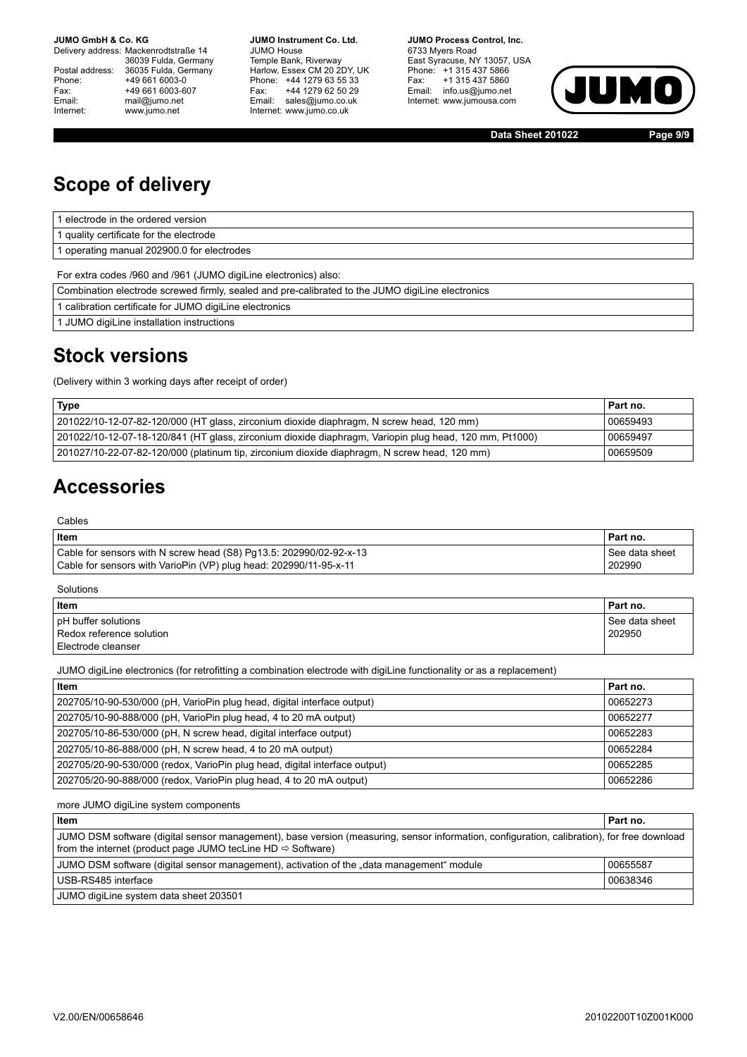## Scope of delivery

| |
|---|
| 1 electrode in the ordered version |
| 1 quality certificate for the electrode |
| 1 operating manual 202900.0 for electrodes |

For extra codes /960 and /961 (JUMO digiLine electronics) also:

| |
|---|
| Combination electrode screwed firmly, sealed and pre-calibrated to the JUMO digiLine electronics |
| 1 calibration certificate for JUMO digiLine electronics |
| 1 JUMO digiLine installation instructions |

## Stock versions

(Delivery within 3 working days after receipt of order)

| Type | Part no. |
|---|---|
| 201022/10-12-07-82-120/000 (HT glass, zirconium dioxide diaphragm, N screw head, 120 mm) | 00659493 |
| 201022/10-12-07-18-120/841 (HT glass, zirconium dioxide diaphragm, Variopin plug head, 120 mm, Pt1000) | 00659497 |
| 201027/10-22-07-82-120/000 (platinum tip, zirconium dioxide diaphragm, N screw head, 120 mm) | 00659509 |

## Accessories

Cables

| Item | Part no. |
|---|---|
| Cable for sensors with N screw head (S8) Pg13.5: 202990/02-92-x-13<br>Cable for sensors with VarioPin (VP) plug head: 202990/11-95-x-11 | See data sheet 202990 |

Solutions

| Item | Part no. |
|---|---|
| pH buffer solutions<br>Redox reference solution<br>Electrode cleanser | See data sheet 202950 |

JUMO digiLine electronics (for retrofitting a combination electrode with digiLine functionality or as a replacement)

| Item | Part no. |
|---|---|
| 202705/10-90-530/000 (pH, VarioPin plug head, digital interface output) | 00652273 |
| 202705/10-90-888/000 (pH, VarioPin plug head, 4 to 20 mA output) | 00652277 |
| 202705/10-86-530/000 (pH, N screw head, digital interface output) | 00652283 |
| 202705/10-86-888/000 (pH, N screw head, 4 to 20 mA output) | 00652284 |
| 202705/20-90-530/000 (redox, VarioPin plug head, digital interface output) | 00652285 |
| 202705/20-90-888/000 (redox, VarioPin plug head, 4 to 20 mA output) | 00652286 |

more JUMO digiLine system components

| Item | Part no. |
|---|---|
| JUMO DSM software (digital sensor management), base version (measuring, sensor information, configuration, calibration), for free download from the internet (product page JUMO tecLine HD ⇨ Software) | |
| JUMO DSM software (digital sensor management), activation of the „data management" module | 00655587 |
| USB-RS485 interface | 00638346 |
| JUMO digiLine system data sheet 203501 | |

V2.00/EN/00658646 20102200T10Z001K000